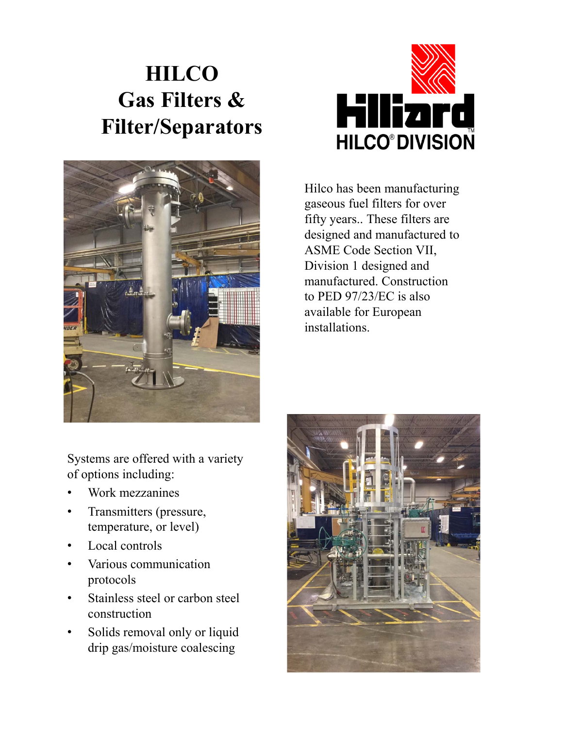# HILCO Gas Filters & Filter/Separators

Hilliard HILCO® DIVISION

Hilco has been manufacturing gaseous fuel filters for over fifty years.. These filters are designed and manufactured to ASME Code Section VII, Division 1 designed and manufactured. Construction to PED 97/23/EC is also available for European installations.

Systems are offered with a variety of options including:

- Work mezzanines
- Transmitters (pressure, temperature, or level)
- Local controls
- Various communication protocols
- Stainless steel or carbon steel construction
- Solids removal only or liquid drip gas/moisture coalescing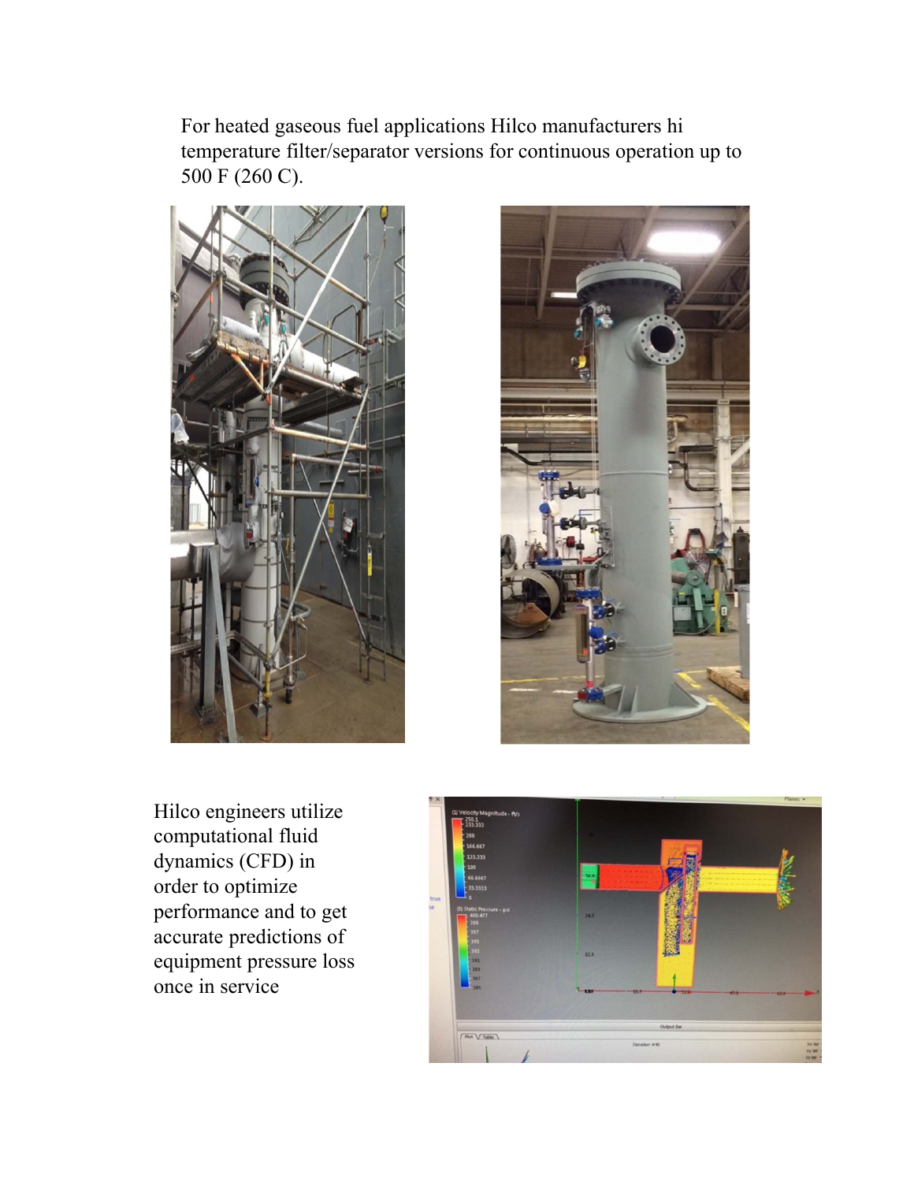For heated gaseous fuel applications Hilco manufacturers hi temperature filter/separator versions for continuous operation up to 500 F (260 C).

Hilco engineers utilize computational fluid dynamics (CFD) in order to optimize performance and to get accurate predictions of equipment pressure loss once in service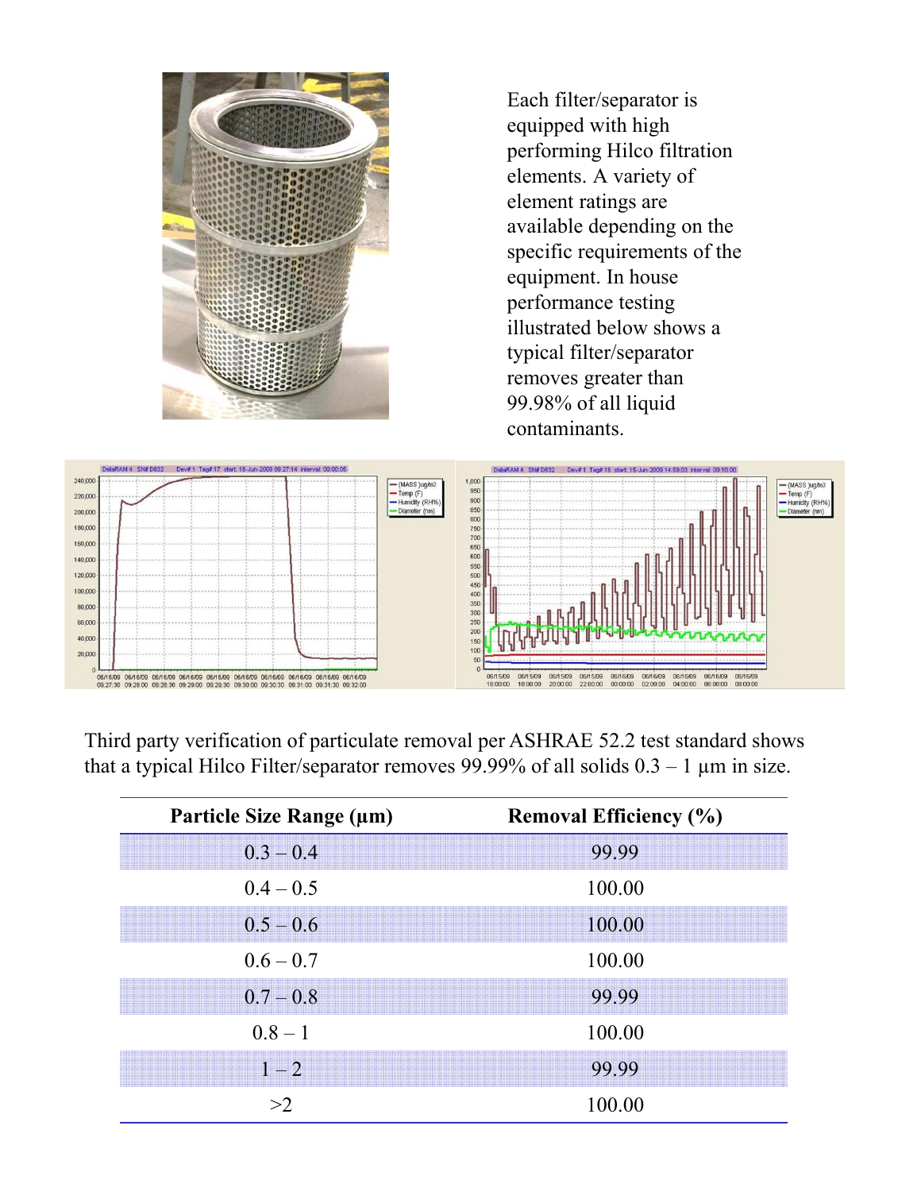Each filter/separator is equipped with high performing Hilco filtration elements. A variety of element ratings are available depending on the specific requirements of the equipment. In house performance testing illustrated below shows a typical filter/separator removes greater than 99.98% of all liquid contaminants.

Third party verification of particulate removal per ASHRAE 52.2 test standard shows that a typical Hilco Filter/separator removes 99.99% of all solids 0.3 – 1 µm in size.

| Particle Size Range (µm) | Removal Efficiency (%) |
|---|---|
| 0.3 – 0.4 | 99.99 |
| 0.4 – 0.5 | 100.00 |
| 0.5 – 0.6 | 100.00 |
| 0.6 – 0.7 | 100.00 |
| 0.7 – 0.8 | 99.99 |
| 0.8 – 1 | 100.00 |
| 1 – 2 | 99.99 |
| >2 | 100.00 |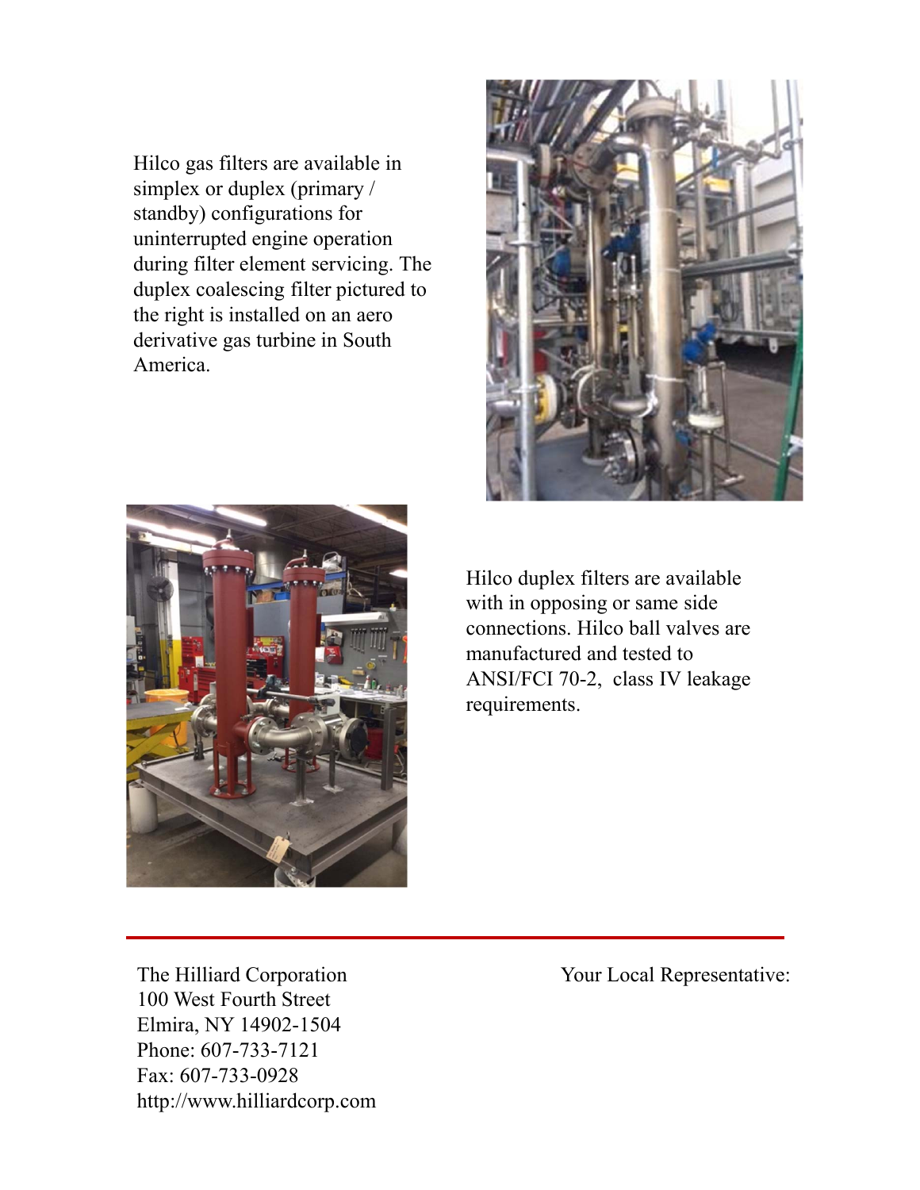Hilco gas filters are available in simplex or duplex (primary / standby) configurations for uninterrupted engine operation during filter element servicing. The duplex coalescing filter pictured to the right is installed on an aero derivative gas turbine in South America.

Hilco duplex filters are available with in opposing or same side connections. Hilco ball valves are manufactured and tested to ANSI/FCI 70-2, class IV leakage requirements.

---

The Hilliard Corporation
100 West Fourth Street
Elmira, NY 14902-1504
Phone: 607-733-7121
Fax: 607-733-0928
http://www.hilliardcorp.com

Your Local Representative: